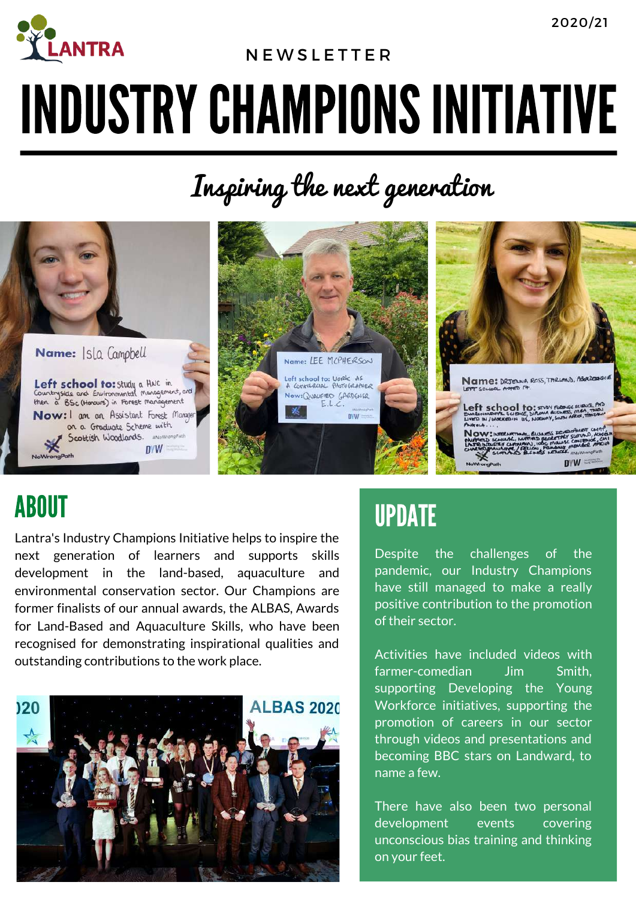2020/21

NEWSLETTER

# INDUSTRY CHAMPIONS INITIATIVE

## Inspiring the next generation

**Name:** Isla Campbell

**Left school to:** study a HNC in Countryside and Environmental Management, and then a BSc (Honours) in Forest Management

**Now:** I am an Assistant Forest Manager on a Graduate Scheme with Scottish Woodlands.

**Name:** LEE MCPHERSON

**Left school to:** Work as a COMMERCIAL PHOTOGRAPHER

**Now:** QUALIFIED GARDENER E.L.C.

## ABOUT

Lantra's Industry Champions Initiative helps to inspire the next generation of learners and supports skills development in the land-based, aquaculture and environmental conservation sector. Our Champions are former finalists of our annual awards, the ALBAS, Awards for Land-Based and Aquaculture Skills, who have been recognised for demonstrating inspirational qualities and outstanding contributions to the work place.

## UPDATE

Despite the challenges of the pandemic, our Industry Champions have still managed to make a really positive contribution to the promotion of their sector.

Activities have included videos with farmer-comedian Jim Smith, supporting Developing the Young Workforce initiatives, supporting the promotion of careers in our sector through videos and presentations and becoming BBC stars on Landward, to name a few.

There have also been two personal development events covering unconscious bias training and thinking on your feet.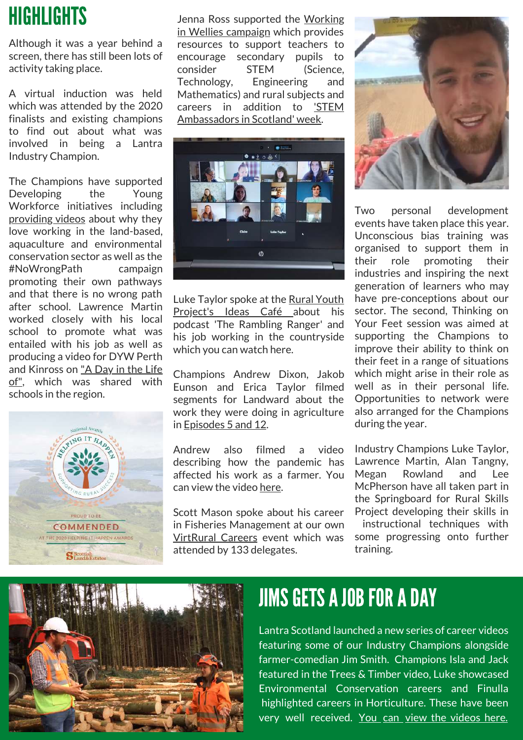# HIGHLIGHTS

Although it was a year behind a screen, there has still been lots of activity taking place.

A virtual induction was held which was attended by the 2020 finalists and existing champions to find out about what was involved in being a Lantra Industry Champion.

The Champions have supported Developing the Young Workforce initiatives including providing videos about why they love working in the land-based, aquaculture and environmental conservation sector as well as the #NoWrongPath campaign promoting their own pathways and that there is no wrong path after school. Lawrence Martin worked closely with his local school to promote what was entailed with his job as well as producing a video for DYW Perth and Kinross on "A Day in the Life of", which was shared with schools in the region.

Jenna Ross supported the Working in Wellies campaign which provides resources to support teachers to encourage secondary pupils to consider STEM (Science, Technology, Engineering and Mathematics) and rural subjects and careers in addition to 'STEM Ambassadors in Scotland' week.

Luke Taylor spoke at the Rural Youth Project's Ideas Café about his podcast 'The Rambling Ranger' and his job working in the countryside which you can watch here.

Champions Andrew Dixon, Jakob Eunson and Erica Taylor filmed segments for Landward about the work they were doing in agriculture in Episodes 5 and 12.

Andrew also filmed a video describing how the pandemic has affected his work as a farmer. You can view the video here.

Scott Mason spoke about his career in Fisheries Management at our own VirtRural Careers event which was attended by 133 delegates.

Two personal development events have taken place this year. Unconscious bias training was organised to support them in their role promoting their industries and inspiring the next generation of learners who may have pre-conceptions about our sector. The second, Thinking on Your Feet session was aimed at supporting the Champions to improve their ability to think on their feet in a range of situations which might arise in their role as well as in their personal life. Opportunities to network were also arranged for the Champions during the year.

Industry Champions Luke Taylor, Lawrence Martin, Alan Tangny, Megan Rowland and Lee McPherson have all taken part in the Springboard for Rural Skills Project developing their skills in instructional techniques with some progressing onto further training.

## JIMS GETS A JOB FOR A DAY

Lantra Scotland launched a new series of career videos featuring some of our Industry Champions alongside farmer-comedian Jim Smith. Champions Isla and Jack featured in the Trees & Timber video, Luke showcased Environmental Conservation careers and Finulla highlighted careers in Horticulture. These have been very well received. You can view the videos here.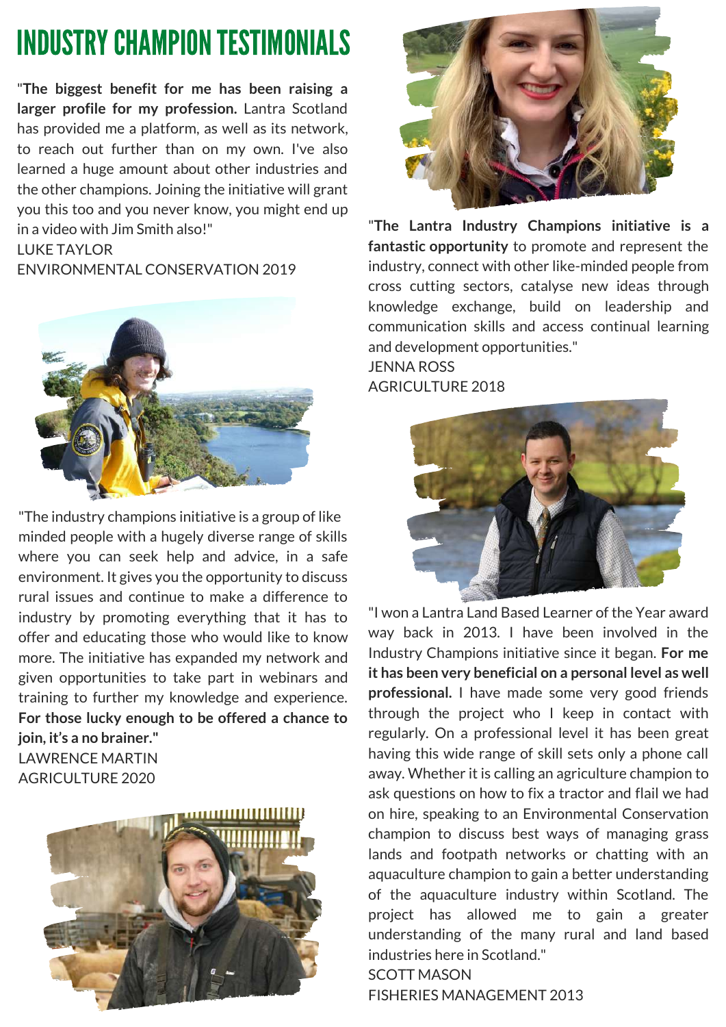# INDUSTRY CHAMPION TESTIMONIALS

"**The biggest benefit for me has been raising a larger profile for my profession.** Lantra Scotland has provided me a platform, as well as its network, to reach out further than on my own. I've also learned a huge amount about other industries and the other champions. Joining the initiative will grant you this too and you never know, you might end up in a video with Jim Smith also!"

LUKE TAYLOR
ENVIRONMENTAL CONSERVATION 2019

"The industry champions initiative is a group of like minded people with a hugely diverse range of skills where you can seek help and advice, in a safe environment. It gives you the opportunity to discuss rural issues and continue to make a difference to industry by promoting everything that it has to offer and educating those who would like to know more. The initiative has expanded my network and given opportunities to take part in webinars and training to further my knowledge and experience. **For those lucky enough to be offered a chance to join, it's a no brainer."**

LAWRENCE MARTIN
AGRICULTURE 2020

"**The Lantra Industry Champions initiative is a fantastic opportunity** to promote and represent the industry, connect with other like-minded people from cross cutting sectors, catalyse new ideas through knowledge exchange, build on leadership and communication skills and access continual learning and development opportunities."

JENNA ROSS
AGRICULTURE 2018

"I won a Lantra Land Based Learner of the Year award way back in 2013. I have been involved in the Industry Champions initiative since it began. **For me it has been very beneficial on a personal level as well professional.** I have made some very good friends through the project who I keep in contact with regularly. On a professional level it has been great having this wide range of skill sets only a phone call away. Whether it is calling an agriculture champion to ask questions on how to fix a tractor and flail we had on hire, speaking to an Environmental Conservation champion to discuss best ways of managing grass lands and footpath networks or chatting with an aquaculture champion to gain a better understanding of the aquaculture industry within Scotland. The project has allowed me to gain a greater understanding of the many rural and land based industries here in Scotland."

SCOTT MASON
FISHERIES MANAGEMENT 2013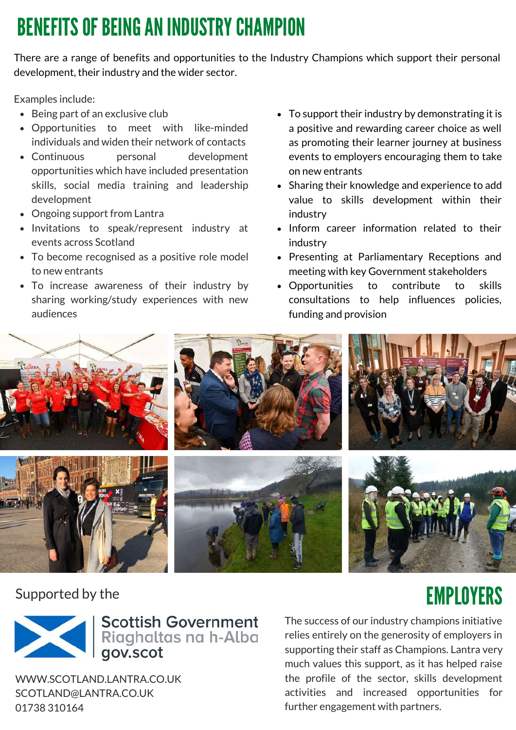# BENEFITS OF BEING AN INDUSTRY CHAMPION

There are a range of benefits and opportunities to the Industry Champions which support their personal development, their industry and the wider sector.

Examples include:

- Being part of an exclusive club
- Opportunities to meet with like-minded individuals and widen their network of contacts
- Continuous personal development opportunities which have included presentation skills, social media training and leadership development
- Ongoing support from Lantra
- Invitations to speak/represent industry at events across Scotland
- To become recognised as a positive role model to new entrants
- To increase awareness of their industry by sharing working/study experiences with new audiences
- To support their industry by demonstrating it is a positive and rewarding career choice as well as promoting their learner journey at business events to employers encouraging them to take on new entrants
- Sharing their knowledge and experience to add value to skills development within their industry
- Inform career information related to their industry
- Presenting at Parliamentary Receptions and meeting with key Government stakeholders
- Opportunities to contribute to skills consultations to help influences policies, funding and provision

Supported by the

Scottish Government
Riaghaltas na h-Alba
gov.scot

WWW.SCOTLAND.LANTRA.CO.UK
SCOTLAND@LANTRA.CO.UK
01738 310164

# EMPLOYERS

The success of our industry champions initiative relies entirely on the generosity of employers in supporting their staff as Champions. Lantra very much values this support, as it has helped raise the profile of the sector, skills development activities and increased opportunities for further engagement with partners.